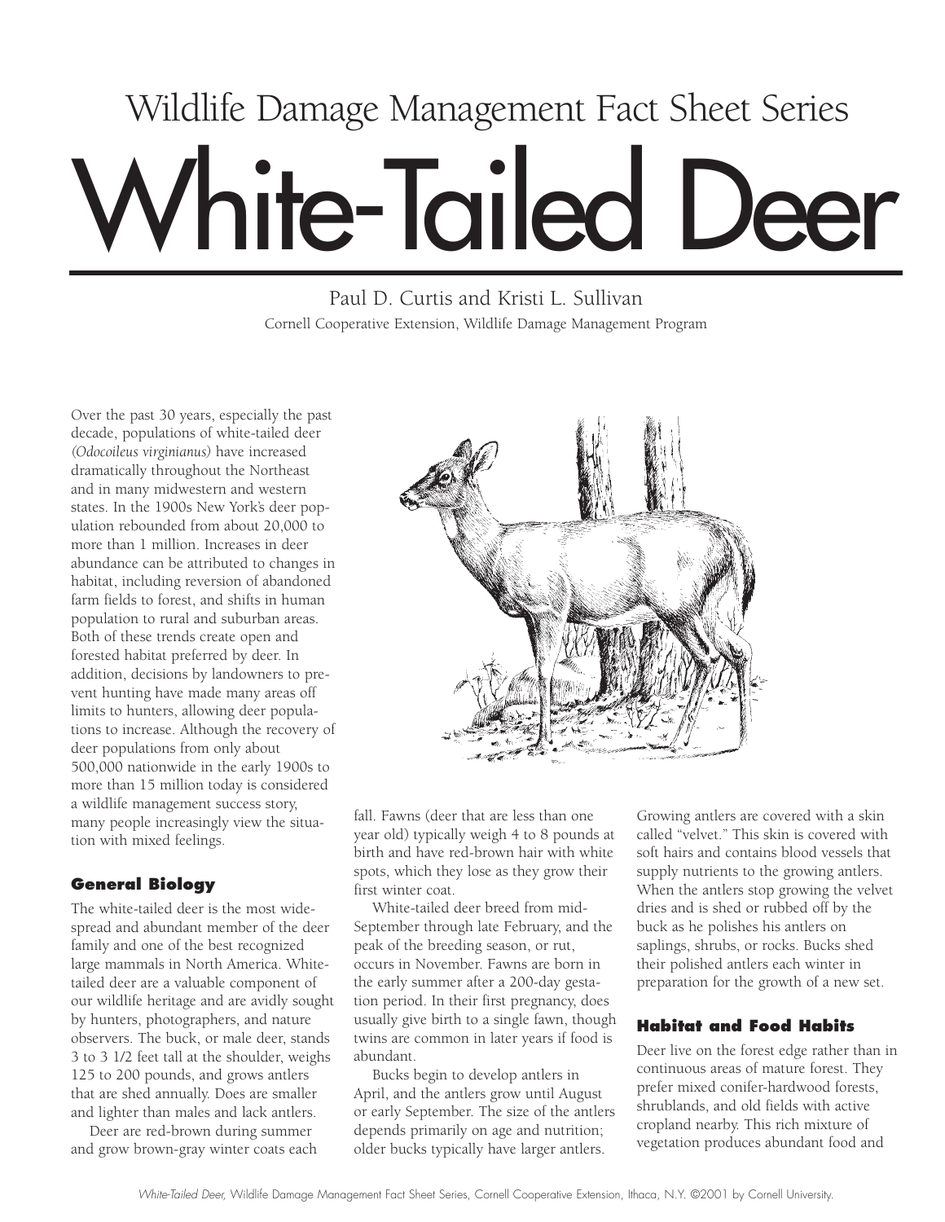Wildlife Damage Management Fact Sheet Series

# White-Tailed Deer

Paul D. Curtis and Kristi L. Sullivan

Cornell Cooperative Extension, Wildlife Damage Management Program

Over the past 30 years, especially the past decade, populations of white-tailed deer *(Odocoileus virginianus)* have increased dramatically throughout the Northeast and in many midwestern and western states. In the 1900s New York's deer population rebounded from about 20,000 to more than 1 million. Increases in deer abundance can be attributed to changes in habitat, including reversion of abandoned farm fields to forest, and shifts in human population to rural and suburban areas. Both of these trends create open and forested habitat preferred by deer. In addition, decisions by landowners to prevent hunting have made many areas off limits to hunters, allowing deer populations to increase. Although the recovery of deer populations from only about 500,000 nationwide in the early 1900s to more than 15 million today is considered a wildlife management success story, many people increasingly view the situation with mixed feelings.

## General Biology

The white-tailed deer is the most widespread and abundant member of the deer family and one of the best recognized large mammals in North America. White-tailed deer are a valuable component of our wildlife heritage and are avidly sought by hunters, photographers, and nature observers. The buck, or male deer, stands 3 to 3 1/2 feet tall at the shoulder, weighs 125 to 200 pounds, and grows antlers that are shed annually. Does are smaller and lighter than males and lack antlers.

Deer are red-brown during summer and grow brown-gray winter coats each fall. Fawns (deer that are less than one year old) typically weigh 4 to 8 pounds at birth and have red-brown hair with white spots, which they lose as they grow their first winter coat.

White-tailed deer breed from mid-September through late February, and the peak of the breeding season, or rut, occurs in November. Fawns are born in the early summer after a 200-day gestation period. In their first pregnancy, does usually give birth to a single fawn, though twins are common in later years if food is abundant.

Bucks begin to develop antlers in April, and the antlers grow until August or early September. The size of the antlers depends primarily on age and nutrition; older bucks typically have larger antlers. Growing antlers are covered with a skin called "velvet." This skin is covered with soft hairs and contains blood vessels that supply nutrients to the growing antlers. When the antlers stop growing the velvet dries and is shed or rubbed off by the buck as he polishes his antlers on saplings, shrubs, or rocks. Bucks shed their polished antlers each winter in preparation for the growth of a new set.

## Habitat and Food Habits

Deer live on the forest edge rather than in continuous areas of mature forest. They prefer mixed conifer-hardwood forests, shrublands, and old fields with active cropland nearby. This rich mixture of vegetation produces abundant food and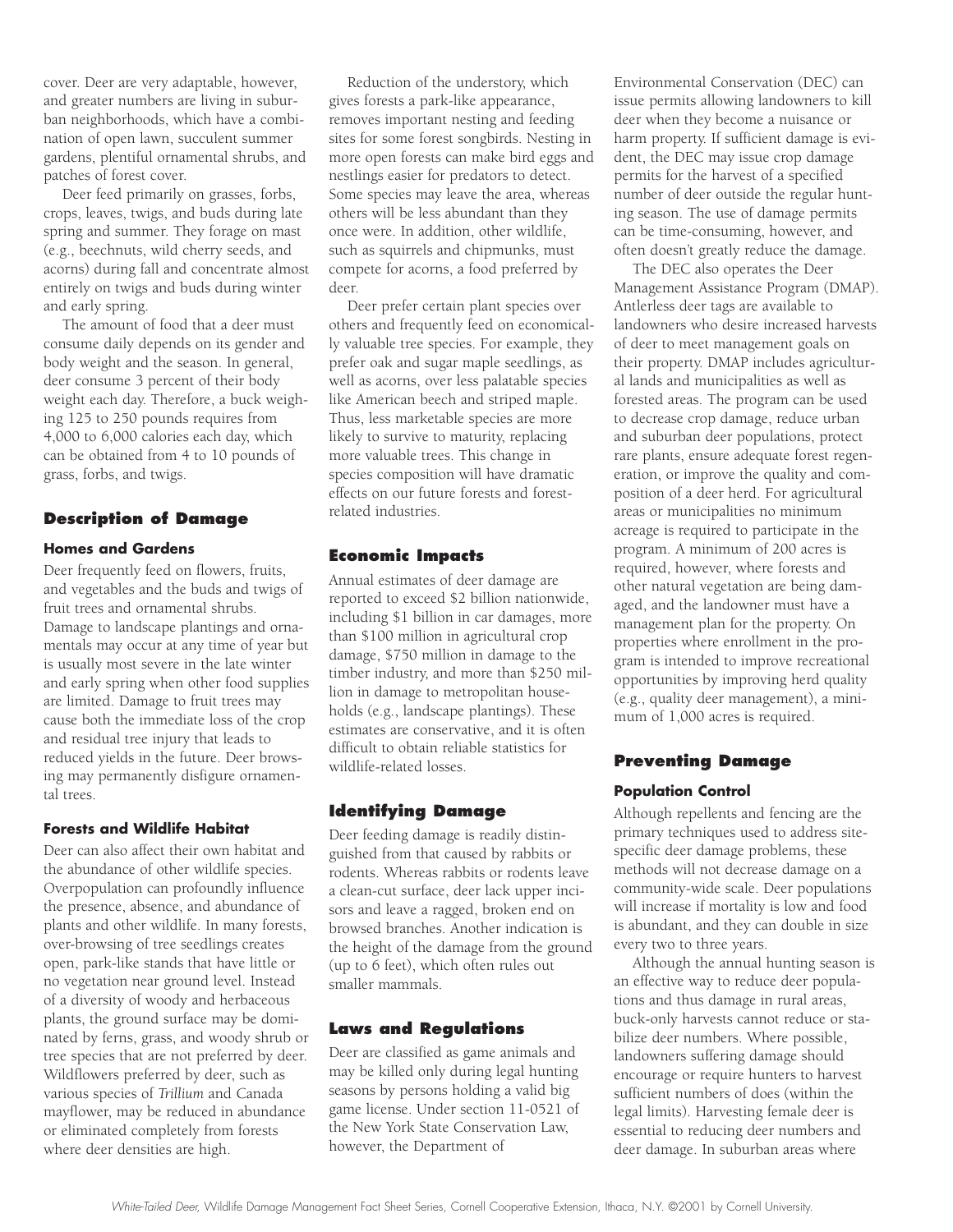cover. Deer are very adaptable, however, and greater numbers are living in suburban neighborhoods, which have a combination of open lawn, succulent summer gardens, plentiful ornamental shrubs, and patches of forest cover.

Deer feed primarily on grasses, forbs, crops, leaves, twigs, and buds during late spring and summer. They forage on mast (e.g., beechnuts, wild cherry seeds, and acorns) during fall and concentrate almost entirely on twigs and buds during winter and early spring.

The amount of food that a deer must consume daily depends on its gender and body weight and the season. In general, deer consume 3 percent of their body weight each day. Therefore, a buck weighing 125 to 250 pounds requires from 4,000 to 6,000 calories each day, which can be obtained from 4 to 10 pounds of grass, forbs, and twigs.

## Description of Damage

### Homes and Gardens

Deer frequently feed on flowers, fruits, and vegetables and the buds and twigs of fruit trees and ornamental shrubs. Damage to landscape plantings and ornamentals may occur at any time of year but is usually most severe in the late winter and early spring when other food supplies are limited. Damage to fruit trees may cause both the immediate loss of the crop and residual tree injury that leads to reduced yields in the future. Deer browsing may permanently disfigure ornamental trees.

### Forests and Wildlife Habitat

Deer can also affect their own habitat and the abundance of other wildlife species. Overpopulation can profoundly influence the presence, absence, and abundance of plants and other wildlife. In many forests, over-browsing of tree seedlings creates open, park-like stands that have little or no vegetation near ground level. Instead of a diversity of woody and herbaceous plants, the ground surface may be dominated by ferns, grass, and woody shrub or tree species that are not preferred by deer. Wildflowers preferred by deer, such as various species of *Trillium* and Canada mayflower, may be reduced in abundance or eliminated completely from forests where deer densities are high.

Reduction of the understory, which gives forests a park-like appearance, removes important nesting and feeding sites for some forest songbirds. Nesting in more open forests can make bird eggs and nestlings easier for predators to detect. Some species may leave the area, whereas others will be less abundant than they once were. In addition, other wildlife, such as squirrels and chipmunks, must compete for acorns, a food preferred by deer.

Deer prefer certain plant species over others and frequently feed on economically valuable tree species. For example, they prefer oak and sugar maple seedlings, as well as acorns, over less palatable species like American beech and striped maple. Thus, less marketable species are more likely to survive to maturity, replacing more valuable trees. This change in species composition will have dramatic effects on our future forests and forest-related industries.

## Economic Impacts

Annual estimates of deer damage are reported to exceed $2 billion nationwide, including $1 billion in car damages, more than $100 million in agricultural crop damage, $750 million in damage to the timber industry, and more than $250 million in damage to metropolitan households (e.g., landscape plantings). These estimates are conservative, and it is often difficult to obtain reliable statistics for wildlife-related losses.

## Identifying Damage

Deer feeding damage is readily distinguished from that caused by rabbits or rodents. Whereas rabbits or rodents leave a clean-cut surface, deer lack upper incisors and leave a ragged, broken end on browsed branches. Another indication is the height of the damage from the ground (up to 6 feet), which often rules out smaller mammals.

## Laws and Regulations

Deer are classified as game animals and may be killed only during legal hunting seasons by persons holding a valid big game license. Under section 11-0521 of the New York State Conservation Law, however, the Department of Environmental Conservation (DEC) can issue permits allowing landowners to kill deer when they become a nuisance or harm property. If sufficient damage is evident, the DEC may issue crop damage permits for the harvest of a specified number of deer outside the regular hunting season. The use of damage permits can be time-consuming, however, and often doesn't greatly reduce the damage.

The DEC also operates the Deer Management Assistance Program (DMAP). Antlerless deer tags are available to landowners who desire increased harvests of deer to meet management goals on their property. DMAP includes agricultural lands and municipalities as well as forested areas. The program can be used to decrease crop damage, reduce urban and suburban deer populations, protect rare plants, ensure adequate forest regeneration, or improve the quality and composition of a deer herd. For agricultural areas or municipalities no minimum acreage is required to participate in the program. A minimum of 200 acres is required, however, where forests and other natural vegetation are being damaged, and the landowner must have a management plan for the property. On properties where enrollment in the program is intended to improve recreational opportunities by improving herd quality (e.g., quality deer management), a minimum of 1,000 acres is required.

## Preventing Damage

### Population Control

Although repellents and fencing are the primary techniques used to address site-specific deer damage problems, these methods will not decrease damage on a community-wide scale. Deer populations will increase if mortality is low and food is abundant, and they can double in size every two to three years.

Although the annual hunting season is an effective way to reduce deer populations and thus damage in rural areas, buck-only harvests cannot reduce or stabilize deer numbers. Where possible, landowners suffering damage should encourage or require hunters to harvest sufficient numbers of does (within the legal limits). Harvesting female deer is essential to reducing deer numbers and deer damage. In suburban areas where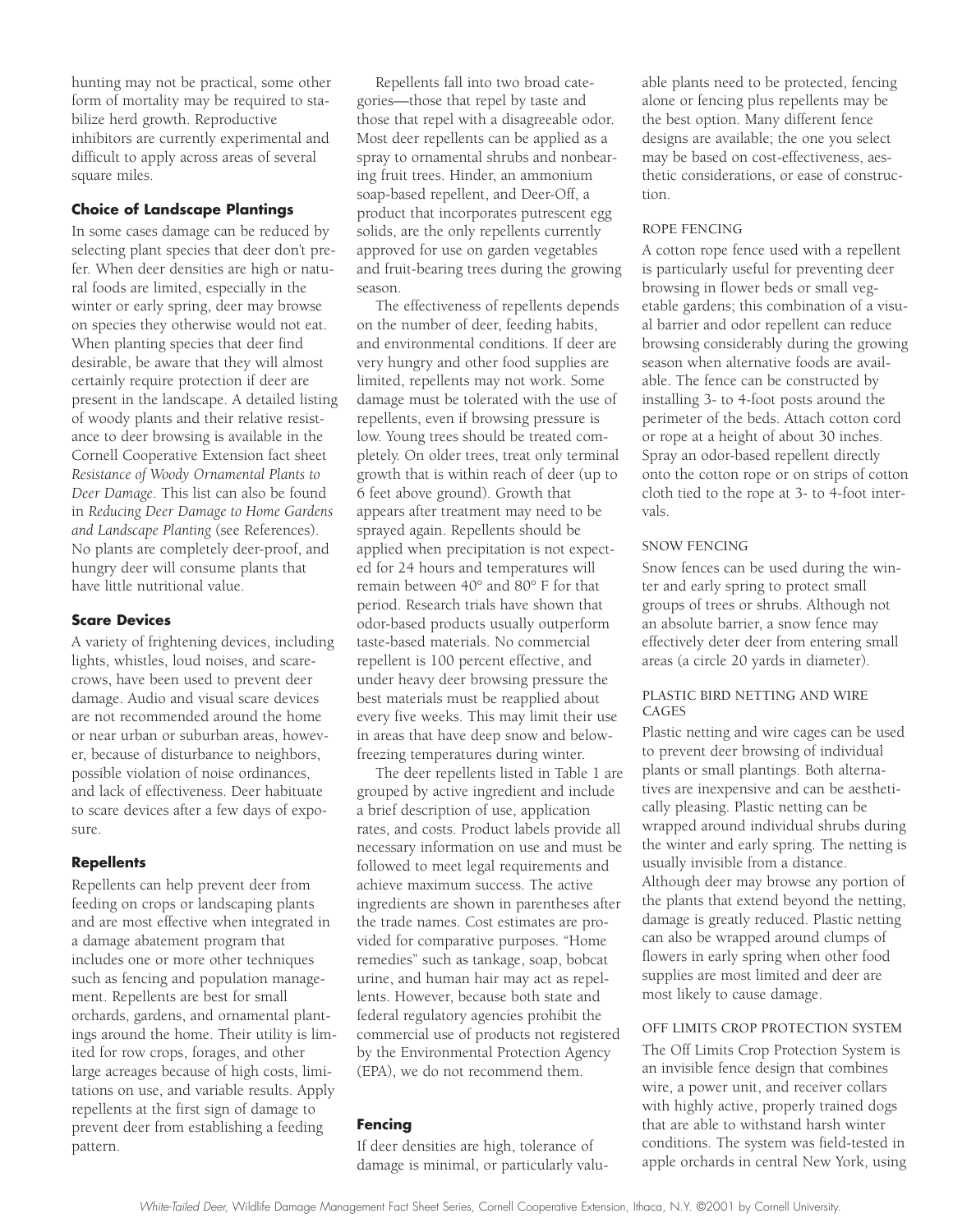hunting may not be practical, some other form of mortality may be required to stabilize herd growth. Reproductive inhibitors are currently experimental and difficult to apply across areas of several square miles.

### Choice of Landscape Plantings

In some cases damage can be reduced by selecting plant species that deer don't prefer. When deer densities are high or natural foods are limited, especially in the winter or early spring, deer may browse on species they otherwise would not eat. When planting species that deer find desirable, be aware that they will almost certainly require protection if deer are present in the landscape. A detailed listing of woody plants and their relative resistance to deer browsing is available in the Cornell Cooperative Extension fact sheet *Resistance of Woody Ornamental Plants to Deer Damage*. This list can also be found in *Reducing Deer Damage to Home Gardens and Landscape Planting* (see References). No plants are completely deer-proof, and hungry deer will consume plants that have little nutritional value.

### Scare Devices

A variety of frightening devices, including lights, whistles, loud noises, and scarecrows, have been used to prevent deer damage. Audio and visual scare devices are not recommended around the home or near urban or suburban areas, however, because of disturbance to neighbors, possible violation of noise ordinances, and lack of effectiveness. Deer habituate to scare devices after a few days of exposure.

### Repellents

Repellents can help prevent deer from feeding on crops or landscaping plants and are most effective when integrated in a damage abatement program that includes one or more other techniques such as fencing and population management. Repellents are best for small orchards, gardens, and ornamental plantings around the home. Their utility is limited for row crops, forages, and other large acreages because of high costs, limitations on use, and variable results. Apply repellents at the first sign of damage to prevent deer from establishing a feeding pattern.

Repellents fall into two broad categories—those that repel by taste and those that repel with a disagreeable odor. Most deer repellents can be applied as a spray to ornamental shrubs and nonbearing fruit trees. Hinder, an ammonium soap-based repellent, and Deer-Off, a product that incorporates putrescent egg solids, are the only repellents currently approved for use on garden vegetables and fruit-bearing trees during the growing season.

The effectiveness of repellents depends on the number of deer, feeding habits, and environmental conditions. If deer are very hungry and other food supplies are limited, repellents may not work. Some damage must be tolerated with the use of repellents, even if browsing pressure is low. Young trees should be treated completely. On older trees, treat only terminal growth that is within reach of deer (up to 6 feet above ground). Growth that appears after treatment may need to be sprayed again. Repellents should be applied when precipitation is not expected for 24 hours and temperatures will remain between 40° and 80° F for that period. Research trials have shown that odor-based products usually outperform taste-based materials. No commercial repellent is 100 percent effective, and under heavy deer browsing pressure the best materials must be reapplied about every five weeks. This may limit their use in areas that have deep snow and below-freezing temperatures during winter.

The deer repellents listed in Table 1 are grouped by active ingredient and include a brief description of use, application rates, and costs. Product labels provide all necessary information on use and must be followed to meet legal requirements and achieve maximum success. The active ingredients are shown in parentheses after the trade names. Cost estimates are provided for comparative purposes. "Home remedies" such as tankage, soap, bobcat urine, and human hair may act as repellents. However, because both state and federal regulatory agencies prohibit the commercial use of products not registered by the Environmental Protection Agency (EPA), we do not recommend them.

### Fencing

If deer densities are high, tolerance of damage is minimal, or particularly valuable plants need to be protected, fencing alone or fencing plus repellents may be the best option. Many different fence designs are available; the one you select may be based on cost-effectiveness, aesthetic considerations, or ease of construction.

#### ROPE FENCING

A cotton rope fence used with a repellent is particularly useful for preventing deer browsing in flower beds or small vegetable gardens; this combination of a visual barrier and odor repellent can reduce browsing considerably during the growing season when alternative foods are available. The fence can be constructed by installing 3- to 4-foot posts around the perimeter of the beds. Attach cotton cord or rope at a height of about 30 inches. Spray an odor-based repellent directly onto the cotton rope or on strips of cotton cloth tied to the rope at 3- to 4-foot intervals.

#### SNOW FENCING

Snow fences can be used during the winter and early spring to protect small groups of trees or shrubs. Although not an absolute barrier, a snow fence may effectively deter deer from entering small areas (a circle 20 yards in diameter).

#### PLASTIC BIRD NETTING AND WIRE CAGES

Plastic netting and wire cages can be used to prevent deer browsing of individual plants or small plantings. Both alternatives are inexpensive and can be aesthetically pleasing. Plastic netting can be wrapped around individual shrubs during the winter and early spring. The netting is usually invisible from a distance. Although deer may browse any portion of the plants that extend beyond the netting, damage is greatly reduced. Plastic netting can also be wrapped around clumps of flowers in early spring when other food supplies are most limited and deer are most likely to cause damage.

#### OFF LIMITS CROP PROTECTION SYSTEM

The Off Limits Crop Protection System is an invisible fence design that combines wire, a power unit, and receiver collars with highly active, properly trained dogs that are able to withstand harsh winter conditions. The system was field-tested in apple orchards in central New York, using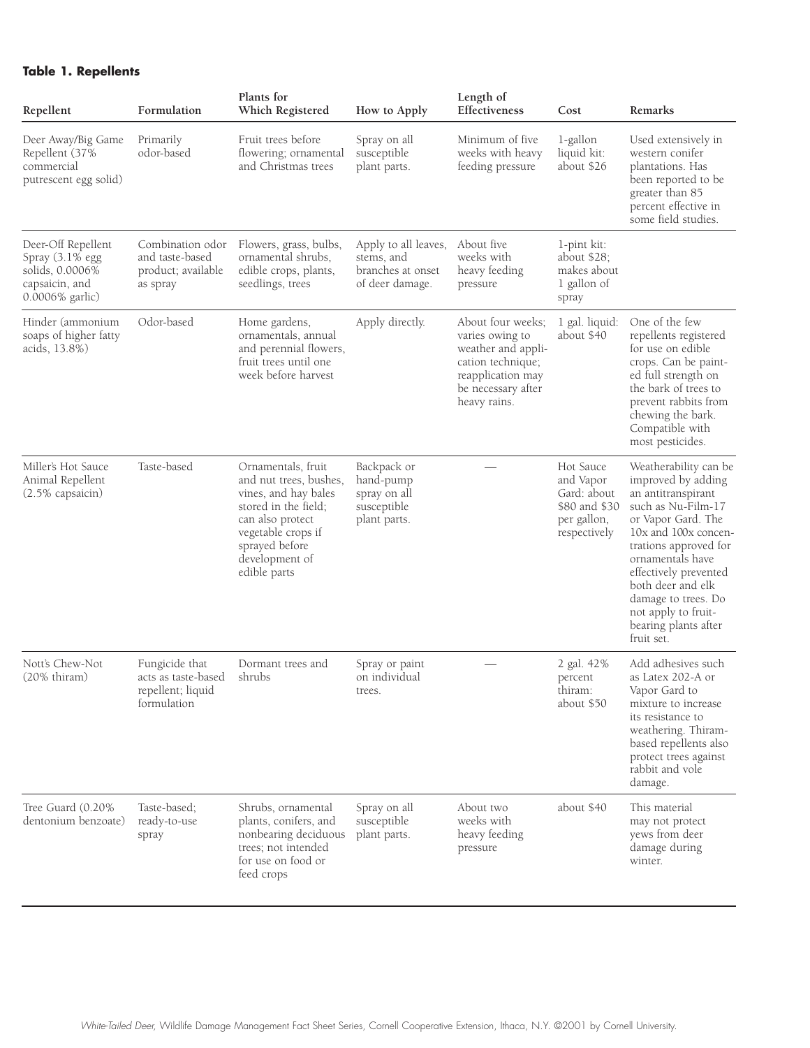**Table 1. Repellents**

| Repellent | Formulation | Plants for Which Registered | How to Apply | Length of Effectiveness | Cost | Remarks |
|---|---|---|---|---|---|---|
| Deer Away/Big Game Repellent (37% commercial putrescent egg solid) | Primarily odor-based | Fruit trees before flowering; ornamental and Christmas trees | Spray on all susceptible plant parts. | Minimum of five weeks with heavy feeding pressure | 1-gallon liquid kit: about $26 | Used extensively in western conifer plantations. Has been reported to be greater than 85 percent effective in some field studies. |
| Deer-Off Repellent Spray (3.1% egg solids, 0.0006% capsaicin, and 0.0006% garlic) | Combination odor and taste-based product; available as spray | Flowers, grass, bulbs, ornamental shrubs, edible crops, plants, seedlings, trees | Apply to all leaves, stems, and branches at onset of deer damage. | About five weeks with heavy feeding pressure | 1-pint kit: about $28; makes about 1 gallon of spray | |
| Hinder (ammonium soaps of higher fatty acids, 13.8%) | Odor-based | Home gardens, ornamentals, annual and perennial flowers, fruit trees until one week before harvest | Apply directly. | About four weeks; varies owing to weather and application technique; reapplication may be necessary after heavy rains. | 1 gal. liquid: about $40 | One of the few repellents registered for use on edible crops. Can be painted full strength on the bark of trees to prevent rabbits from chewing the bark. Compatible with most pesticides. |
| Miller's Hot Sauce Animal Repellent (2.5% capsaicin) | Taste-based | Ornamentals, fruit and nut trees, bushes, vines, and hay bales stored in the field; can also protect vegetable crops if sprayed before development of edible parts | Backpack or hand-pump spray on all susceptible plant parts. | — | Hot Sauce and Vapor Gard: about $80 and $30 per gallon, respectively | Weatherability can be improved by adding an antitranspirant such as Nu-Film-17 or Vapor Gard. The 10x and 100x concentrations approved for ornamentals have effectively prevented both deer and elk damage to trees. Do not apply to fruit-bearing plants after fruit set. |
| Nott's Chew-Not (20% thiram) | Fungicide that acts as taste-based repellent; liquid formulation | Dormant trees and shrubs | Spray or paint on individual trees. | — | 2 gal. 42% percent thiram: about $50 | Add adhesives such as Latex 202-A or Vapor Gard to mixture to increase its resistance to weathering. Thiram-based repellents also protect trees against rabbit and vole damage. |
| Tree Guard (0.20% dentonium benzoate) | Taste-based; ready-to-use spray | Shrubs, ornamental plants, conifers, and nonbearing deciduous trees; not intended for use on food or feed crops | Spray on all susceptible plant parts. | About two weeks with heavy feeding pressure | about $40 | This material may not protect yews from deer damage during winter. |

*White-Tailed Deer,* Wildlife Damage Management Fact Sheet Series, Cornell Cooperative Extension, Ithaca, N.Y. ©2001 by Cornell University.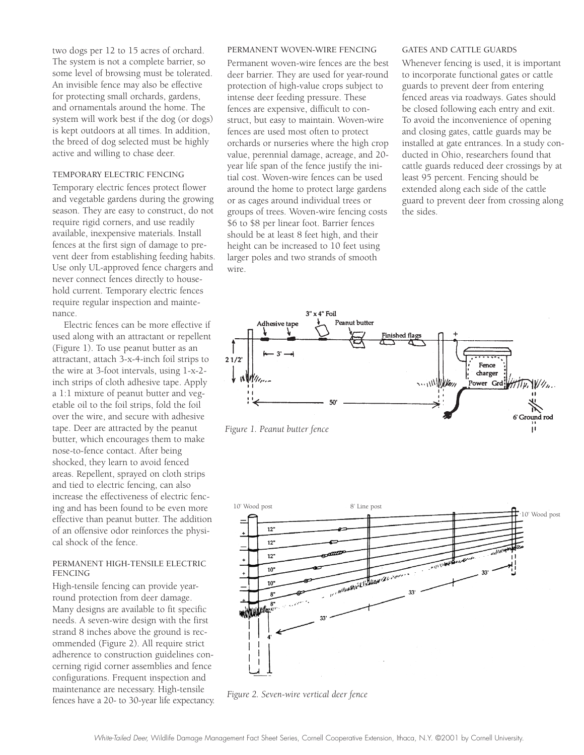two dogs per 12 to 15 acres of orchard. The system is not a complete barrier, so some level of browsing must be tolerated. An invisible fence may also be effective for protecting small orchards, gardens, and ornamentals around the home. The system will work best if the dog (or dogs) is kept outdoors at all times. In addition, the breed of dog selected must be highly active and willing to chase deer.

### TEMPORARY ELECTRIC FENCING

Temporary electric fences protect flower and vegetable gardens during the growing season. They are easy to construct, do not require rigid corners, and use readily available, inexpensive materials. Install fences at the first sign of damage to prevent deer from establishing feeding habits. Use only UL-approved fence chargers and never connect fences directly to household current. Temporary electric fences require regular inspection and maintenance.

Electric fences can be more effective if used along with an attractant or repellent (Figure 1). To use peanut butter as an attractant, attach 3-x-4-inch foil strips to the wire at 3-foot intervals, using 1-x-2-inch strips of cloth adhesive tape. Apply a 1:1 mixture of peanut butter and vegetable oil to the foil strips, fold the foil over the wire, and secure with adhesive tape. Deer are attracted by the peanut butter, which encourages them to make nose-to-fence contact. After being shocked, they learn to avoid fenced areas. Repellent, sprayed on cloth strips and tied to electric fencing, can also increase the effectiveness of electric fencing and has been found to be even more effective than peanut butter. The addition of an offensive odor reinforces the physical shock of the fence.

### PERMANENT HIGH-TENSILE ELECTRIC FENCING

High-tensile fencing can provide year-round protection from deer damage. Many designs are available to fit specific needs. A seven-wire design with the first strand 8 inches above the ground is recommended (Figure 2). All require strict adherence to construction guidelines concerning rigid corner assemblies and fence configurations. Frequent inspection and maintenance are necessary. High-tensile fences have a 20- to 30-year life expectancy.

### PERMANENT WOVEN-WIRE FENCING

Permanent woven-wire fences are the best deer barrier. They are used for year-round protection of high-value crops subject to intense deer feeding pressure. These fences are expensive, difficult to construct, but easy to maintain. Woven-wire fences are used most often to protect orchards or nurseries where the high crop value, perennial damage, acreage, and 20-year life span of the fence justify the initial cost. Woven-wire fences can be used around the home to protect large gardens or as cages around individual trees or groups of trees. Woven-wire fencing costs \$6 to \$8 per linear foot. Barrier fences should be at least 8 feet high, and their height can be increased to 10 feet using larger poles and two strands of smooth wire.

### GATES AND CATTLE GUARDS

Whenever fencing is used, it is important to incorporate functional gates or cattle guards to prevent deer from entering fenced areas via roadways. Gates should be closed following each entry and exit. To avoid the inconvenience of opening and closing gates, cattle guards may be installed at gate entrances. In a study conducted in Ohio, researchers found that cattle guards reduced deer crossings by at least 95 percent. Fencing should be extended along each side of the cattle guard to prevent deer from crossing along the sides.

*Figure 1. Peanut butter fence*

*Figure 2. Seven-wire vertical deer fence*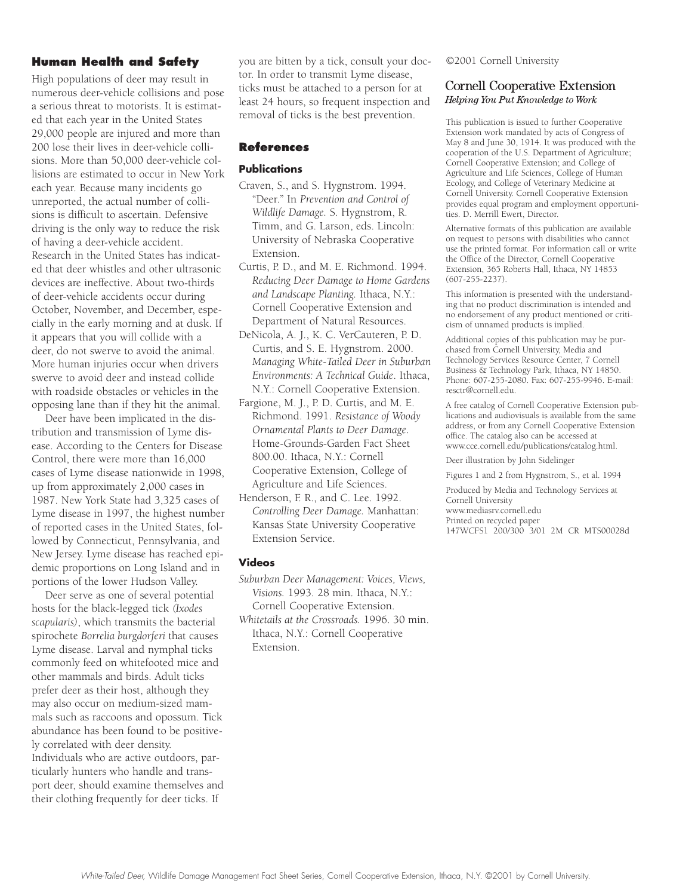## Human Health and Safety

High populations of deer may result in numerous deer-vehicle collisions and pose a serious threat to motorists. It is estimated that each year in the United States 29,000 people are injured and more than 200 lose their lives in deer-vehicle collisions. More than 50,000 deer-vehicle collisions are estimated to occur in New York each year. Because many incidents go unreported, the actual number of collisions is difficult to ascertain. Defensive driving is the only way to reduce the risk of having a deer-vehicle accident. Research in the United States has indicated that deer whistles and other ultrasonic devices are ineffective. About two-thirds of deer-vehicle accidents occur during October, November, and December, especially in the early morning and at dusk. If it appears that you will collide with a deer, do not swerve to avoid the animal. More human injuries occur when drivers swerve to avoid deer and instead collide with roadside obstacles or vehicles in the opposing lane than if they hit the animal.

Deer have been implicated in the distribution and transmission of Lyme disease. According to the Centers for Disease Control, there were more than 16,000 cases of Lyme disease nationwide in 1998, up from approximately 2,000 cases in 1987. New York State had 3,325 cases of Lyme disease in 1997, the highest number of reported cases in the United States, followed by Connecticut, Pennsylvania, and New Jersey. Lyme disease has reached epidemic proportions on Long Island and in portions of the lower Hudson Valley.

Deer serve as one of several potential hosts for the black-legged tick (*Ixodes scapularis*), which transmits the bacterial spirochete *Borrelia burgdorferi* that causes Lyme disease. Larval and nymphal ticks commonly feed on whitefooted mice and other mammals and birds. Adult ticks prefer deer as their host, although they may also occur on medium-sized mammals such as raccoons and opossum. Tick abundance has been found to be positively correlated with deer density. Individuals who are active outdoors, particularly hunters who handle and transport deer, should examine themselves and their clothing frequently for deer ticks. If you are bitten by a tick, consult your doctor. In order to transmit Lyme disease, ticks must be attached to a person for at least 24 hours, so frequent inspection and removal of ticks is the best prevention.

## References

### Publications

Craven, S., and S. Hygnstrom. 1994. "Deer." In *Prevention and Control of Wildlife Damage*. S. Hygnstrom, R. Timm, and G. Larson, eds. Lincoln: University of Nebraska Cooperative Extension.

Curtis, P. D., and M. E. Richmond. 1994. *Reducing Deer Damage to Home Gardens and Landscape Planting.* Ithaca, N.Y.: Cornell Cooperative Extension and Department of Natural Resources.

DeNicola, A. J., K. C. VerCauteren, P. D. Curtis, and S. E. Hygnstrom. 2000. *Managing White-Tailed Deer in Suburban Environments: A Technical Guide*. Ithaca, N.Y.: Cornell Cooperative Extension.

Fargione, M. J., P. D. Curtis, and M. E. Richmond. 1991. *Resistance of Woody Ornamental Plants to Deer Damage*. Home-Grounds-Garden Fact Sheet 800.00. Ithaca, N.Y.: Cornell Cooperative Extension, College of Agriculture and Life Sciences.

Henderson, F. R., and C. Lee. 1992. *Controlling Deer Damage.* Manhattan: Kansas State University Cooperative Extension Service.

### Videos

*Suburban Deer Management: Voices, Views, Visions.* 1993. 28 min. Ithaca, N.Y.: Cornell Cooperative Extension.

*Whitetails at the Crossroads.* 1996. 30 min. Ithaca, N.Y.: Cornell Cooperative Extension.

©2001 Cornell University

**Cornell Cooperative Extension**
*Helping You Put Knowledge to Work*

This publication is issued to further Cooperative Extension work mandated by acts of Congress of May 8 and June 30, 1914. It was produced with the cooperation of the U.S. Department of Agriculture; Cornell Cooperative Extension; and College of Agriculture and Life Sciences, College of Human Ecology, and College of Veterinary Medicine at Cornell University. Cornell Cooperative Extension provides equal program and employment opportunities. D. Merrill Ewert, Director.

Alternative formats of this publication are available on request to persons with disabilities who cannot use the printed format. For information call or write the Office of the Director, Cornell Cooperative Extension, 365 Roberts Hall, Ithaca, NY 14853 (607-255-2237).

This information is presented with the understanding that no product discrimination is intended and no endorsement of any product mentioned or criticism of unnamed products is implied.

Additional copies of this publication may be purchased from Cornell University, Media and Technology Services Resource Center, 7 Cornell Business & Technology Park, Ithaca, NY 14850. Phone: 607-255-2080. Fax: 607-255-9946. E-mail: resctr@cornell.edu.

A free catalog of Cornell Cooperative Extension publications and audiovisuals is available from the same address, or from any Cornell Cooperative Extension office. The catalog also can be accessed at www.cce.cornell.edu/publications/catalog.html.

Deer illustration by John Sidelinger

Figures 1 and 2 from Hygnstrom, S., et al. 1994

Produced by Media and Technology Services at Cornell University
www.mediasrv.cornell.edu
Printed on recycled paper
147WCFS1 200/300 3/01 2M CR MTS00028d